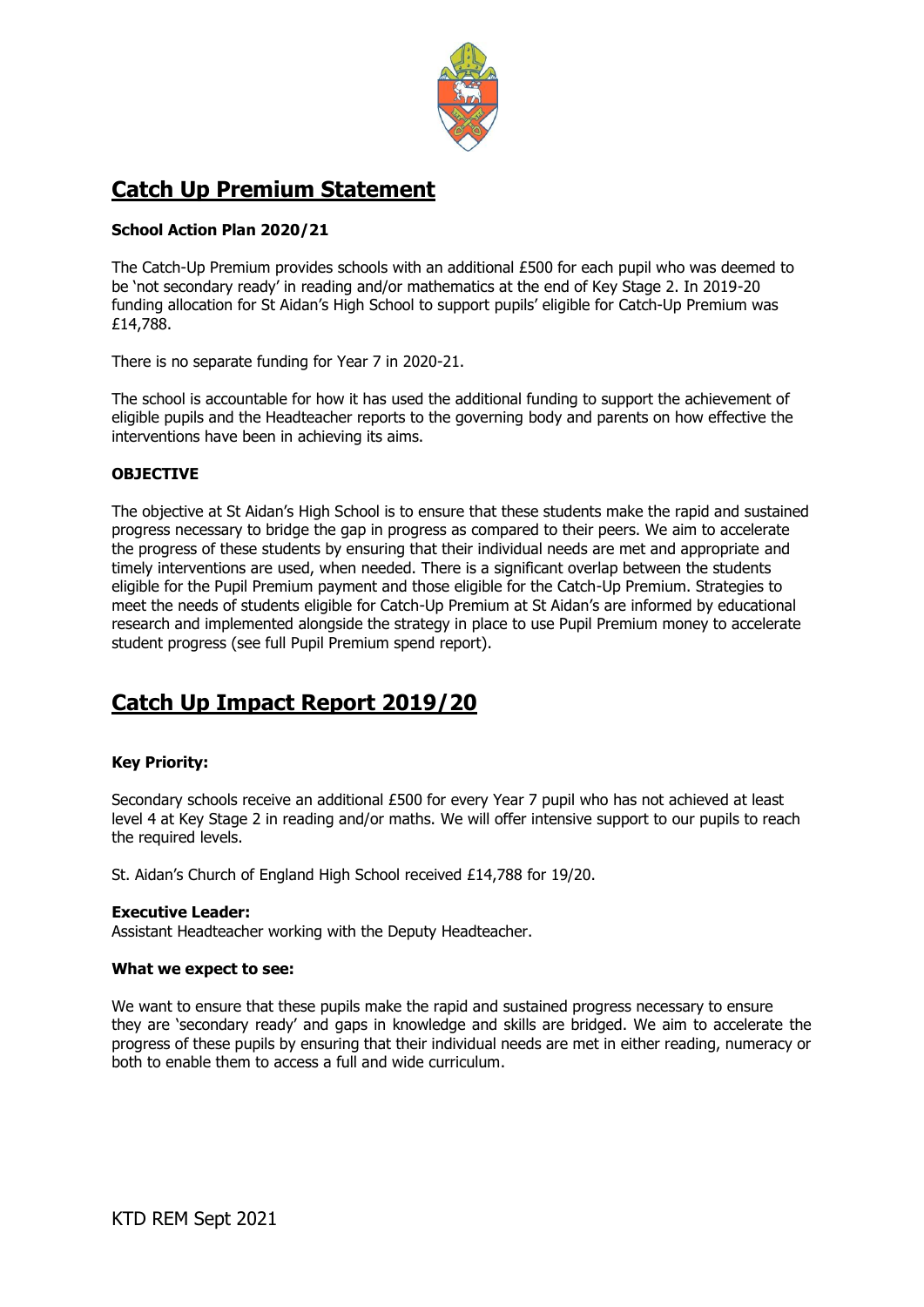# Catch Up Premium Statement

**School Action Plan 2020/21**

The Catch-Up Premium provides schools with an additional £500 for each pupil who was deemed to be 'not secondary ready' in reading and/or mathematics at the end of Key Stage 2. In 2019-20 funding allocation for St Aidan's High School to support pupils' eligible for Catch-Up Premium was £14,788.

There is no separate funding for Year 7 in 2020-21.

The school is accountable for how it has used the additional funding to support the achievement of eligible pupils and the Headteacher reports to the governing body and parents on how effective the interventions have been in achieving its aims.

**OBJECTIVE**

The objective at St Aidan's High School is to ensure that these students make the rapid and sustained progress necessary to bridge the gap in progress as compared to their peers. We aim to accelerate the progress of these students by ensuring that their individual needs are met and appropriate and timely interventions are used, when needed. There is a significant overlap between the students eligible for the Pupil Premium payment and those eligible for the Catch-Up Premium. Strategies to meet the needs of students eligible for Catch-Up Premium at St Aidan's are informed by educational research and implemented alongside the strategy in place to use Pupil Premium money to accelerate student progress (see full Pupil Premium spend report).

# Catch Up Impact Report 2019/20

**Key Priority:**

Secondary schools receive an additional £500 for every Year 7 pupil who has not achieved at least level 4 at Key Stage 2 in reading and/or maths. We will offer intensive support to our pupils to reach the required levels.

St. Aidan's Church of England High School received £14,788 for 19/20.

**Executive Leader:**
Assistant Headteacher working with the Deputy Headteacher.

**What we expect to see:**

We want to ensure that these pupils make the rapid and sustained progress necessary to ensure they are 'secondary ready' and gaps in knowledge and skills are bridged. We aim to accelerate the progress of these pupils by ensuring that their individual needs are met in either reading, numeracy or both to enable them to access a full and wide curriculum.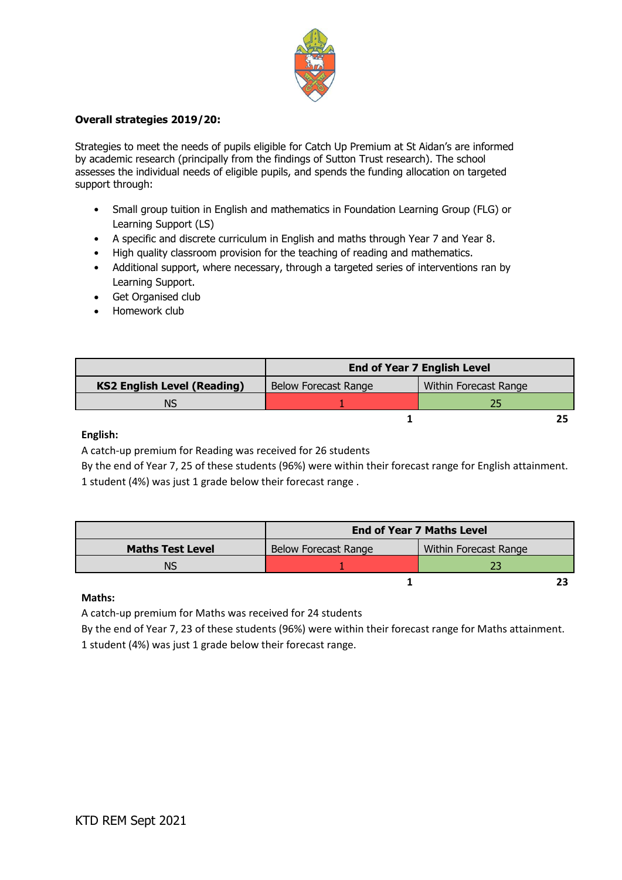**Overall strategies 2019/20:**

Strategies to meet the needs of pupils eligible for Catch Up Premium at St Aidan's are informed by academic research (principally from the findings of Sutton Trust research). The school assesses the individual needs of eligible pupils, and spends the funding allocation on targeted support through:

- Small group tuition in English and mathematics in Foundation Learning Group (FLG) or Learning Support (LS)
- A specific and discrete curriculum in English and maths through Year 7 and Year 8.
- High quality classroom provision for the teaching of reading and mathematics.
- Additional support, where necessary, through a targeted series of interventions ran by Learning Support.
- Get Organised club
- Homework club

| | **End of Year 7 English Level** | |
|---|---|---|
| **KS2 English Level (Reading)** | Below Forecast Range | Within Forecast Range |
| NS | 1 | 25 |
| | **1** | **25** |

**English:**

A catch-up premium for Reading was received for 26 students

By the end of Year 7, 25 of these students (96%) were within their forecast range for English attainment.

1 student (4%) was just 1 grade below their forecast range .

| | **End of Year 7 Maths Level** | |
|---|---|---|
| **Maths Test Level** | Below Forecast Range | Within Forecast Range |
| NS | 1 | 23 |
| | **1** | **23** |

**Maths:**

A catch-up premium for Maths was received for 24 students

By the end of Year 7, 23 of these students (96%) were within their forecast range for Maths attainment.

1 student (4%) was just 1 grade below their forecast range.

KTD REM Sept 2021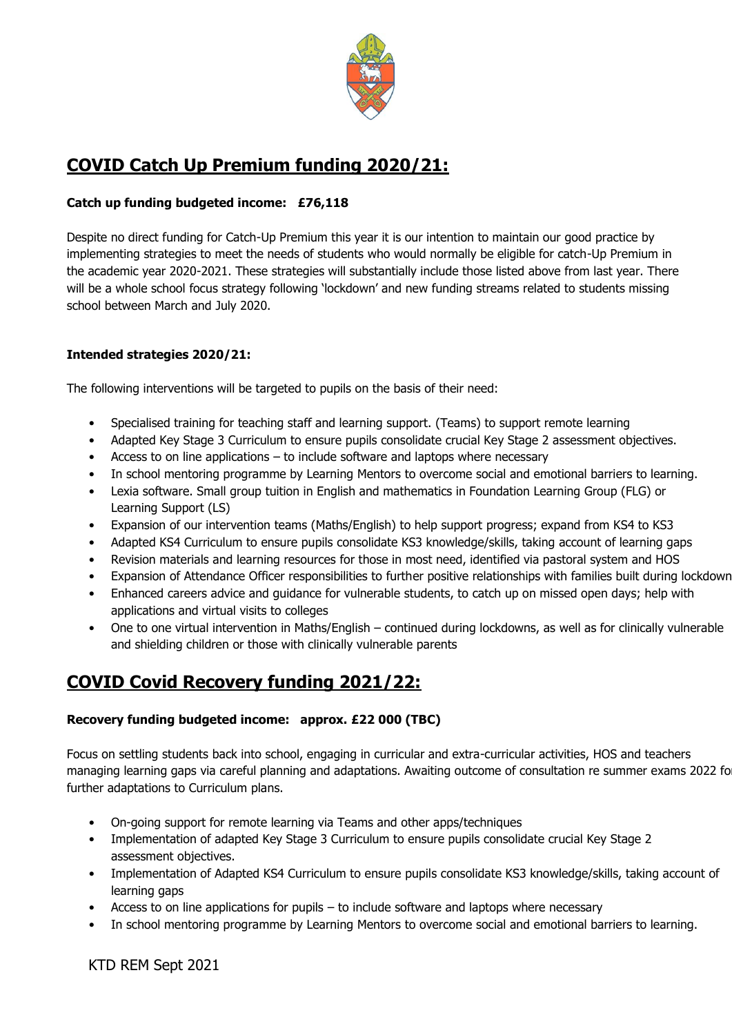## COVID Catch Up Premium funding 2020/21:

**Catch up funding budgeted income: £76,118**

Despite no direct funding for Catch-Up Premium this year it is our intention to maintain our good practice by implementing strategies to meet the needs of students who would normally be eligible for catch-Up Premium in the academic year 2020-2021. These strategies will substantially include those listed above from last year. There will be a whole school focus strategy following 'lockdown' and new funding streams related to students missing school between March and July 2020.

**Intended strategies 2020/21:**

The following interventions will be targeted to pupils on the basis of their need:

- Specialised training for teaching staff and learning support. (Teams) to support remote learning
- Adapted Key Stage 3 Curriculum to ensure pupils consolidate crucial Key Stage 2 assessment objectives.
- Access to on line applications – to include software and laptops where necessary
- In school mentoring programme by Learning Mentors to overcome social and emotional barriers to learning.
- Lexia software. Small group tuition in English and mathematics in Foundation Learning Group (FLG) or Learning Support (LS)
- Expansion of our intervention teams (Maths/English) to help support progress; expand from KS4 to KS3
- Adapted KS4 Curriculum to ensure pupils consolidate KS3 knowledge/skills, taking account of learning gaps
- Revision materials and learning resources for those in most need, identified via pastoral system and HOS
- Expansion of Attendance Officer responsibilities to further positive relationships with families built during lockdown
- Enhanced careers advice and guidance for vulnerable students, to catch up on missed open days; help with applications and virtual visits to colleges
- One to one virtual intervention in Maths/English – continued during lockdowns, as well as for clinically vulnerable and shielding children or those with clinically vulnerable parents

## COVID Covid Recovery funding 2021/22:

**Recovery funding budgeted income: approx. £22 000 (TBC)**

Focus on settling students back into school, engaging in curricular and extra-curricular activities, HOS and teachers managing learning gaps via careful planning and adaptations. Awaiting outcome of consultation re summer exams 2022 for further adaptations to Curriculum plans.

- On-going support for remote learning via Teams and other apps/techniques
- Implementation of adapted Key Stage 3 Curriculum to ensure pupils consolidate crucial Key Stage 2 assessment objectives.
- Implementation of Adapted KS4 Curriculum to ensure pupils consolidate KS3 knowledge/skills, taking account of learning gaps
- Access to on line applications for pupils – to include software and laptops where necessary
- In school mentoring programme by Learning Mentors to overcome social and emotional barriers to learning.

KTD REM Sept 2021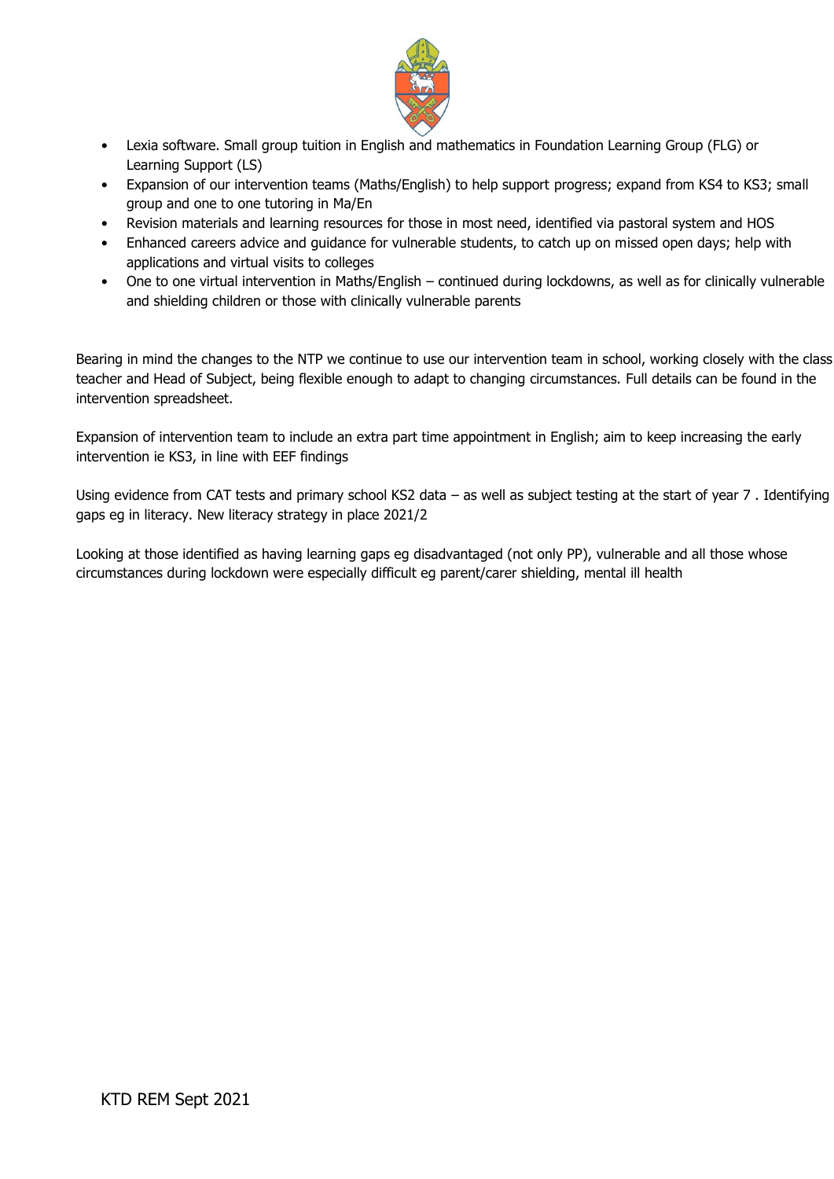- Lexia software. Small group tuition in English and mathematics in Foundation Learning Group (FLG) or Learning Support (LS)
- Expansion of our intervention teams (Maths/English) to help support progress; expand from KS4 to KS3; small group and one to one tutoring in Ma/En
- Revision materials and learning resources for those in most need, identified via pastoral system and HOS
- Enhanced careers advice and guidance for vulnerable students, to catch up on missed open days; help with applications and virtual visits to colleges
- One to one virtual intervention in Maths/English – continued during lockdowns, as well as for clinically vulnerable and shielding children or those with clinically vulnerable parents

Bearing in mind the changes to the NTP we continue to use our intervention team in school, working closely with the class teacher and Head of Subject, being flexible enough to adapt to changing circumstances. Full details can be found in the intervention spreadsheet.

Expansion of intervention team to include an extra part time appointment in English; aim to keep increasing the early intervention ie KS3, in line with EEF findings

Using evidence from CAT tests and primary school KS2 data – as well as subject testing at the start of year 7 . Identifying gaps eg in literacy. New literacy strategy in place 2021/2

Looking at those identified as having learning gaps eg disadvantaged (not only PP), vulnerable and all those whose circumstances during lockdown were especially difficult eg parent/carer shielding, mental ill health